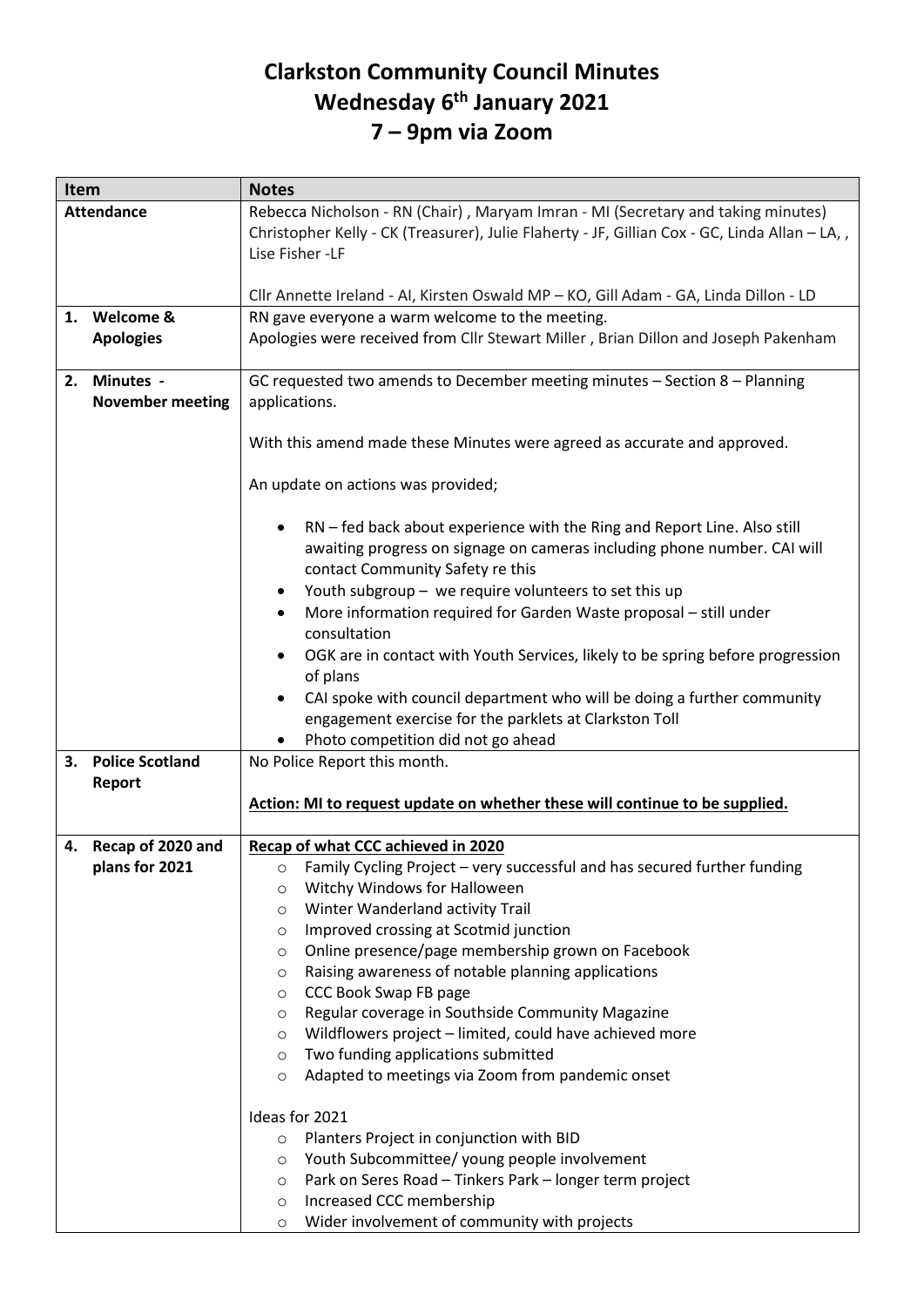# Clarkston Community Council Minutes
## Wednesday 6th January 2021
## 7 – 9pm via Zoom

| Item | Notes |
|---|---|
| **Attendance** | Rebecca Nicholson - RN (Chair) , Maryam Imran - MI (Secretary and taking minutes) Christopher Kelly - CK (Treasurer), Julie Flaherty - JF, Gillian Cox - GC, Linda Allan – LA, , Lise Fisher -LF<br><br>Cllr Annette Ireland - AI, Kirsten Oswald MP – KO, Gill Adam - GA, Linda Dillon - LD |
| **1. Welcome & Apologies** | RN gave everyone a warm welcome to the meeting.<br>Apologies were received from Cllr Stewart Miller , Brian Dillon and Joseph Pakenham |
| **2. Minutes - November meeting** | GC requested two amends to December meeting minutes – Section 8 – Planning applications.<br><br>With this amend made these Minutes were agreed as accurate and approved.<br><br>An update on actions was provided;<br><br>• RN – fed back about experience with the Ring and Report Line. Also still awaiting progress on signage on cameras including phone number. CAI will contact Community Safety re this<br>• Youth subgroup – we require volunteers to set this up<br>• More information required for Garden Waste proposal – still under consultation<br>• OGK are in contact with Youth Services, likely to be spring before progression of plans<br>• CAI spoke with council department who will be doing a further community engagement exercise for the parklets at Clarkston Toll<br>• Photo competition did not go ahead |
| **3. Police Scotland Report** | No Police Report this month.<br><br>**Action: MI to request update on whether these will continue to be supplied.** |
| **4. Recap of 2020 and plans for 2021** | **Recap of what CCC achieved in 2020**<br>○ Family Cycling Project – very successful and has secured further funding<br>○ Witchy Windows for Halloween<br>○ Winter Wanderland activity Trail<br>○ Improved crossing at Scotmid junction<br>○ Online presence/page membership grown on Facebook<br>○ Raising awareness of notable planning applications<br>○ CCC Book Swap FB page<br>○ Regular coverage in Southside Community Magazine<br>○ Wildflowers project – limited, could have achieved more<br>○ Two funding applications submitted<br>○ Adapted to meetings via Zoom from pandemic onset<br><br>Ideas for 2021<br>○ Planters Project in conjunction with BID<br>○ Youth Subcommittee/ young people involvement<br>○ Park on Seres Road – Tinkers Park – longer term project<br>○ Increased CCC membership<br>○ Wider involvement of community with projects |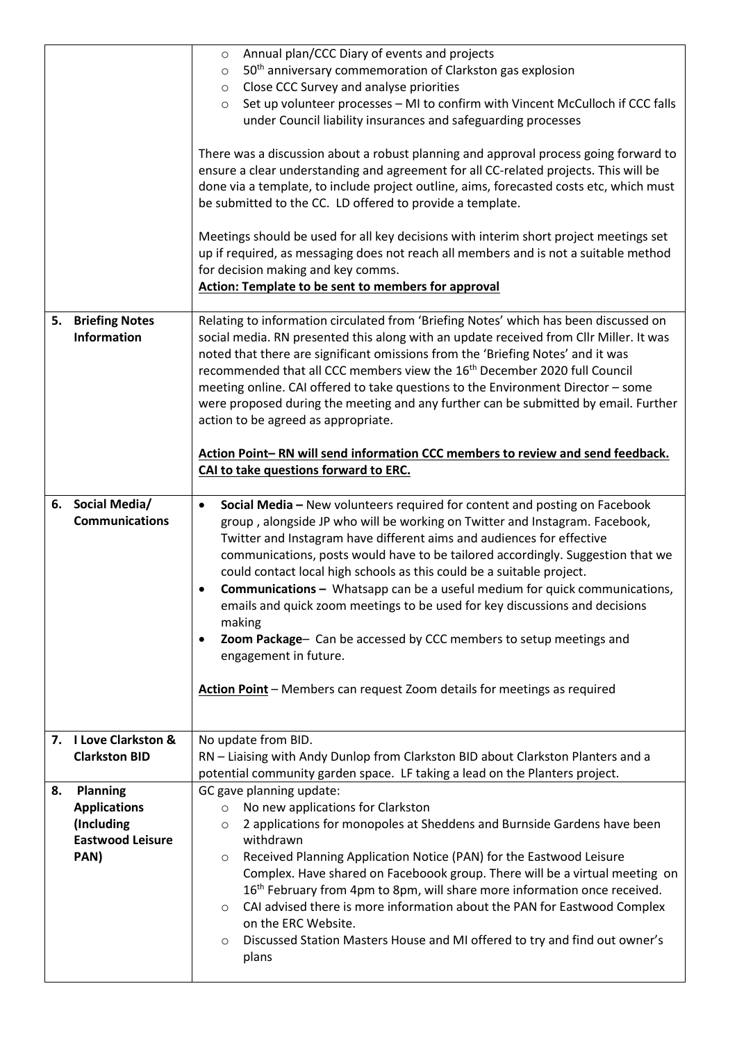| | |
|---|---|
| | <ul><li>Annual plan/CCC Diary of events and projects</li><li>50th anniversary commemoration of Clarkston gas explosion</li><li>Close CCC Survey and analyse priorities</li><li>Set up volunteer processes – MI to confirm with Vincent McCulloch if CCC falls under Council liability insurances and safeguarding processes</li></ul>There was a discussion about a robust planning and approval process going forward to ensure a clear understanding and agreement for all CC-related projects. This will be done via a template, to include project outline, aims, forecasted costs etc, which must be submitted to the CC. LD offered to provide a template.<br><br>Meetings should be used for all key decisions with interim short project meetings set up if required, as messaging does not reach all members and is not a suitable method for decision making and key comms.<br>**Action: Template to be sent to members for approval** |
| **5. Briefing Notes Information** | Relating to information circulated from 'Briefing Notes' which has been discussed on social media. RN presented this along with an update received from Cllr Miller. It was noted that there are significant omissions from the 'Briefing Notes' and it was recommended that all CCC members view the 16th December 2020 full Council meeting online. CAI offered to take questions to the Environment Director – some were proposed during the meeting and any further can be submitted by email. Further action to be agreed as appropriate.<br><br>**Action Point– RN will send information CCC members to review and send feedback. CAI to take questions forward to ERC.** |
| **6. Social Media/ Communications** | <ul><li>**Social Media –** New volunteers required for content and posting on Facebook group , alongside JP who will be working on Twitter and Instagram. Facebook, Twitter and Instagram have different aims and audiences for effective communications, posts would have to be tailored accordingly. Suggestion that we could contact local high schools as this could be a suitable project.</li><li>**Communications –** Whatsapp can be a useful medium for quick communications, emails and quick zoom meetings to be used for key discussions and decisions making</li><li>**Zoom Package**– Can be accessed by CCC members to setup meetings and engagement in future.</li></ul>**Action Point** – Members can request Zoom details for meetings as required |
| **7. I Love Clarkston & Clarkston BID** | No update from BID.<br>RN – Liaising with Andy Dunlop from Clarkston BID about Clarkston Planters and a potential community garden space. LF taking a lead on the Planters project. |
| **8. Planning Applications (Including Eastwood Leisure PAN)** | GC gave planning update:<ul><li>No new applications for Clarkston</li><li>2 applications for monopoles at Sheddens and Burnside Gardens have been withdrawn</li><li>Received Planning Application Notice (PAN) for the Eastwood Leisure Complex. Have shared on Faceboook group. There will be a virtual meeting on 16th February from 4pm to 8pm, will share more information once received.</li><li>CAI advised there is more information about the PAN for Eastwood Complex on the ERC Website.</li><li>Discussed Station Masters House and MI offered to try and find out owner's plans</li></ul> |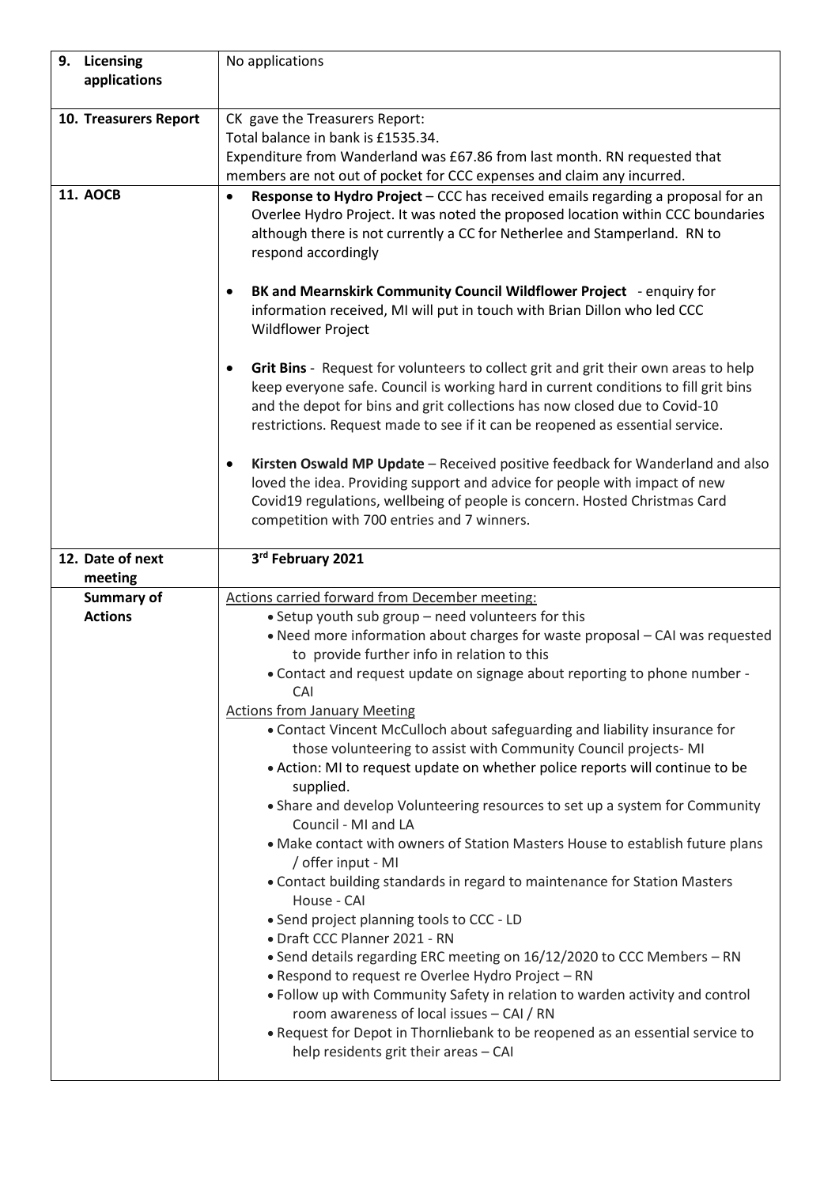| | |
|---|---|
| **9. Licensing applications** | No applications |
| **10. Treasurers Report** | CK gave the Treasurers Report:<br>Total balance in bank is £1535.34.<br>Expenditure from Wanderland was £67.86 from last month. RN requested that members are not out of pocket for CCC expenses and claim any incurred. |
| **11. AOCB** | • **Response to Hydro Project** – CCC has received emails regarding a proposal for an Overlee Hydro Project. It was noted the proposed location within CCC boundaries although there is not currently a CC for Netherlee and Stamperland. RN to respond accordingly<br><br>• **BK and Mearnskirk Community Council Wildflower Project** - enquiry for information received, MI will put in touch with Brian Dillon who led CCC Wildflower Project<br><br>• **Grit Bins** - Request for volunteers to collect grit and grit their own areas to help keep everyone safe. Council is working hard in current conditions to fill grit bins and the depot for bins and grit collections has now closed due to Covid-10 restrictions. Request made to see if it can be reopened as essential service.<br><br>• **Kirsten Oswald MP Update** – Received positive feedback for Wanderland and also loved the idea. Providing support and advice for people with impact of new Covid19 regulations, wellbeing of people is concern. Hosted Christmas Card competition with 700 entries and 7 winners. |
| **12. Date of next meeting** | **3rd February 2021** |
| **Summary of Actions** | Actions carried forward from December meeting:<br>• Setup youth sub group – need volunteers for this<br>• Need more information about charges for waste proposal – CAI was requested to provide further info in relation to this<br>• Contact and request update on signage about reporting to phone number - CAI<br>Actions from January Meeting<br>• Contact Vincent McCulloch about safeguarding and liability insurance for those volunteering to assist with Community Council projects- MI<br>• Action: MI to request update on whether police reports will continue to be supplied.<br>• Share and develop Volunteering resources to set up a system for Community Council - MI and LA<br>• Make contact with owners of Station Masters House to establish future plans / offer input - MI<br>• Contact building standards in regard to maintenance for Station Masters House - CAI<br>• Send project planning tools to CCC - LD<br>• Draft CCC Planner 2021 - RN<br>• Send details regarding ERC meeting on 16/12/2020 to CCC Members – RN<br>• Respond to request re Overlee Hydro Project – RN<br>• Follow up with Community Safety in relation to warden activity and control room awareness of local issues – CAI / RN<br>• Request for Depot in Thornliebank to be reopened as an essential service to help residents grit their areas – CAI |